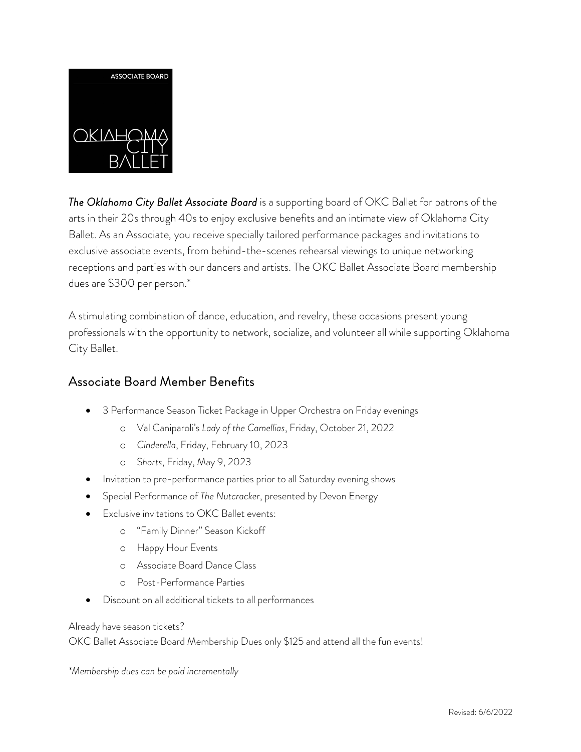ASSOCIATE BOARD

OKLAHOMA CITY BALLET

***The Oklahoma City Ballet Associate Board*** is a supporting board of OKC Ballet for patrons of the arts in their 20s through 40s to enjoy exclusive benefits and an intimate view of Oklahoma City Ballet. As an Associate, you receive specially tailored performance packages and invitations to exclusive associate events, from behind-the-scenes rehearsal viewings to unique networking receptions and parties with our dancers and artists. The OKC Ballet Associate Board membership dues are $300 per person.*

A stimulating combination of dance, education, and revelry, these occasions present young professionals with the opportunity to network, socialize, and volunteer all while supporting Oklahoma City Ballet.

## Associate Board Member Benefits

- 3 Performance Season Ticket Package in Upper Orchestra on Friday evenings
    - Val Caniparoli's *Lady of the Camellias*, Friday, October 21, 2022
    - *Cinderella*, Friday, February 10, 2023
    - S*horts*, Friday, May 9, 2023
- Invitation to pre-performance parties prior to all Saturday evening shows
- Special Performance of *The Nutcracker*, presented by Devon Energy
- Exclusive invitations to OKC Ballet events:
    - "Family Dinner" Season Kickoff
    - Happy Hour Events
    - Associate Board Dance Class
    - Post-Performance Parties
- Discount on all additional tickets to all performances

Already have season tickets?
OKC Ballet Associate Board Membership Dues only $125 and attend all the fun events!

*\*Membership dues can be paid incrementally*

Revised: 6/6/2022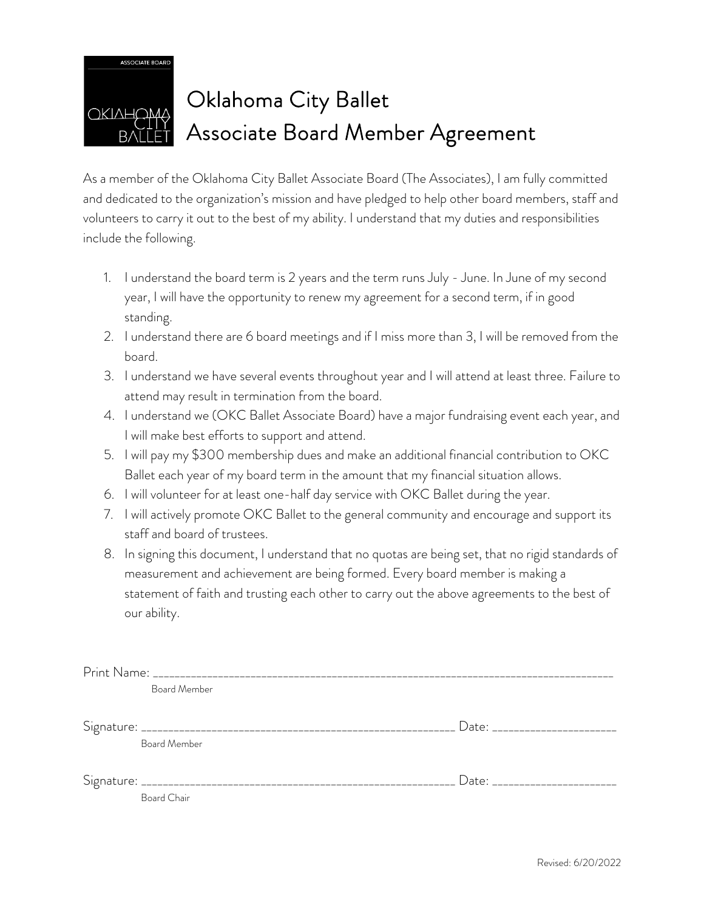# Oklahoma City Ballet
# Associate Board Member Agreement

As a member of the Oklahoma City Ballet Associate Board (The Associates), I am fully committed and dedicated to the organization's mission and have pledged to help other board members, staff and volunteers to carry it out to the best of my ability. I understand that my duties and responsibilities include the following.

1. I understand the board term is 2 years and the term runs July - June. In June of my second year, I will have the opportunity to renew my agreement for a second term, if in good standing.
2. I understand there are 6 board meetings and if I miss more than 3, I will be removed from the board.
3. I understand we have several events throughout year and I will attend at least three. Failure to attend may result in termination from the board.
4. I understand we (OKC Ballet Associate Board) have a major fundraising event each year, and I will make best efforts to support and attend.
5. I will pay my $300 membership dues and make an additional financial contribution to OKC Ballet each year of my board term in the amount that my financial situation allows.
6. I will volunteer for at least one-half day service with OKC Ballet during the year.
7. I will actively promote OKC Ballet to the general community and encourage and support its staff and board of trustees.
8. In signing this document, I understand that no quotas are being set, that no rigid standards of measurement and achievement are being formed. Every board member is making a statement of faith and trusting each other to carry out the above agreements to the best of our ability.

Print Name: ____________________________________________________________________________
Board Member

Signature: ______________________________________________________ Date: ____________________
Board Member

Signature: ______________________________________________________ Date: ____________________
Board Chair

Revised: 6/20/2022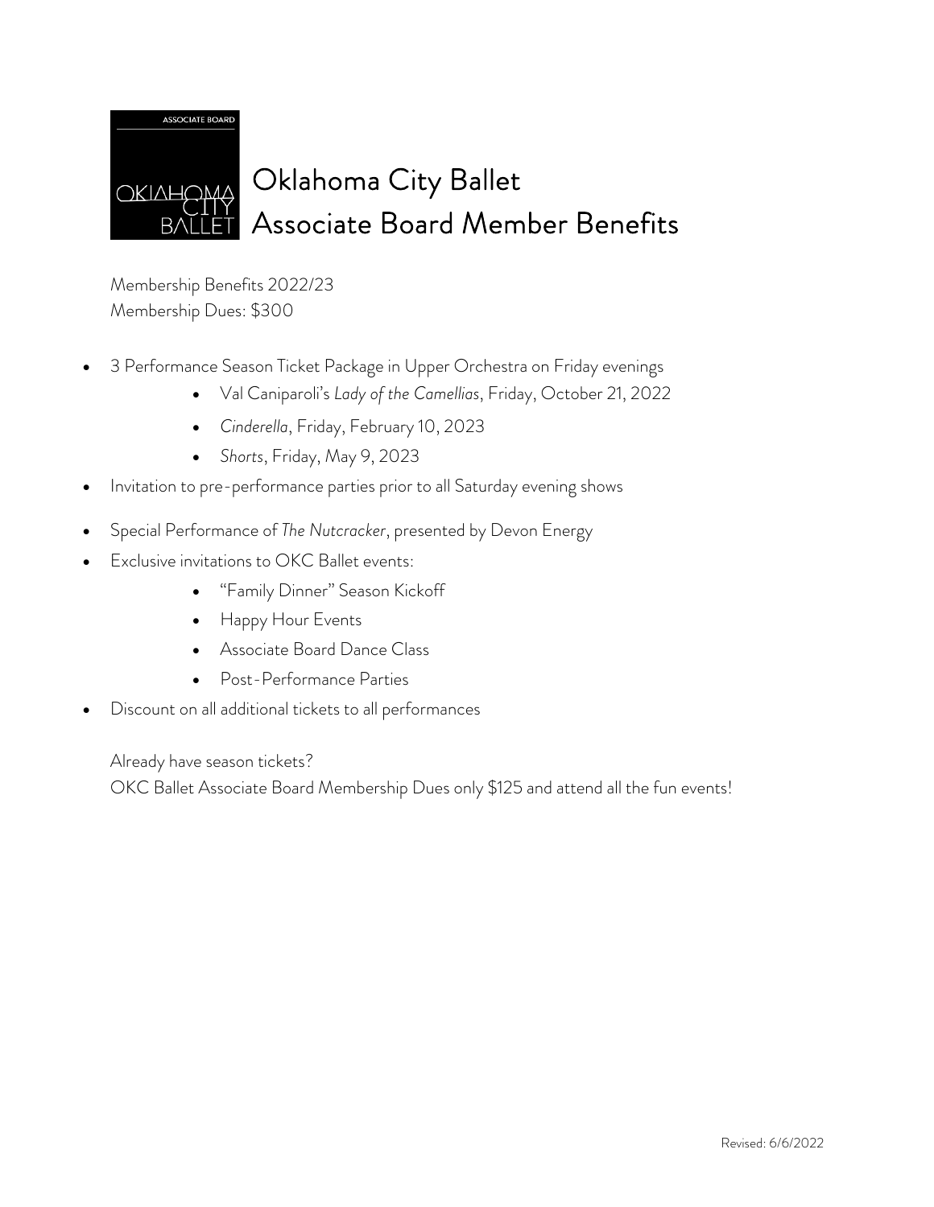# Oklahoma City Ballet
# Associate Board Member Benefits

Membership Benefits 2022/23
Membership Dues: $300

- 3 Performance Season Ticket Package in Upper Orchestra on Friday evenings
  - Val Caniparoli's *Lady of the Camellias*, Friday, October 21, 2022
  - *Cinderella*, Friday, February 10, 2023
  - *Shorts*, Friday, May 9, 2023
- Invitation to pre-performance parties prior to all Saturday evening shows
- Special Performance of *The Nutcracker*, presented by Devon Energy
- Exclusive invitations to OKC Ballet events:
  - "Family Dinner" Season Kickoff
  - Happy Hour Events
  - Associate Board Dance Class
  - Post-Performance Parties
- Discount on all additional tickets to all performances

Already have season tickets?
OKC Ballet Associate Board Membership Dues only $125 and attend all the fun events!

Revised: 6/6/2022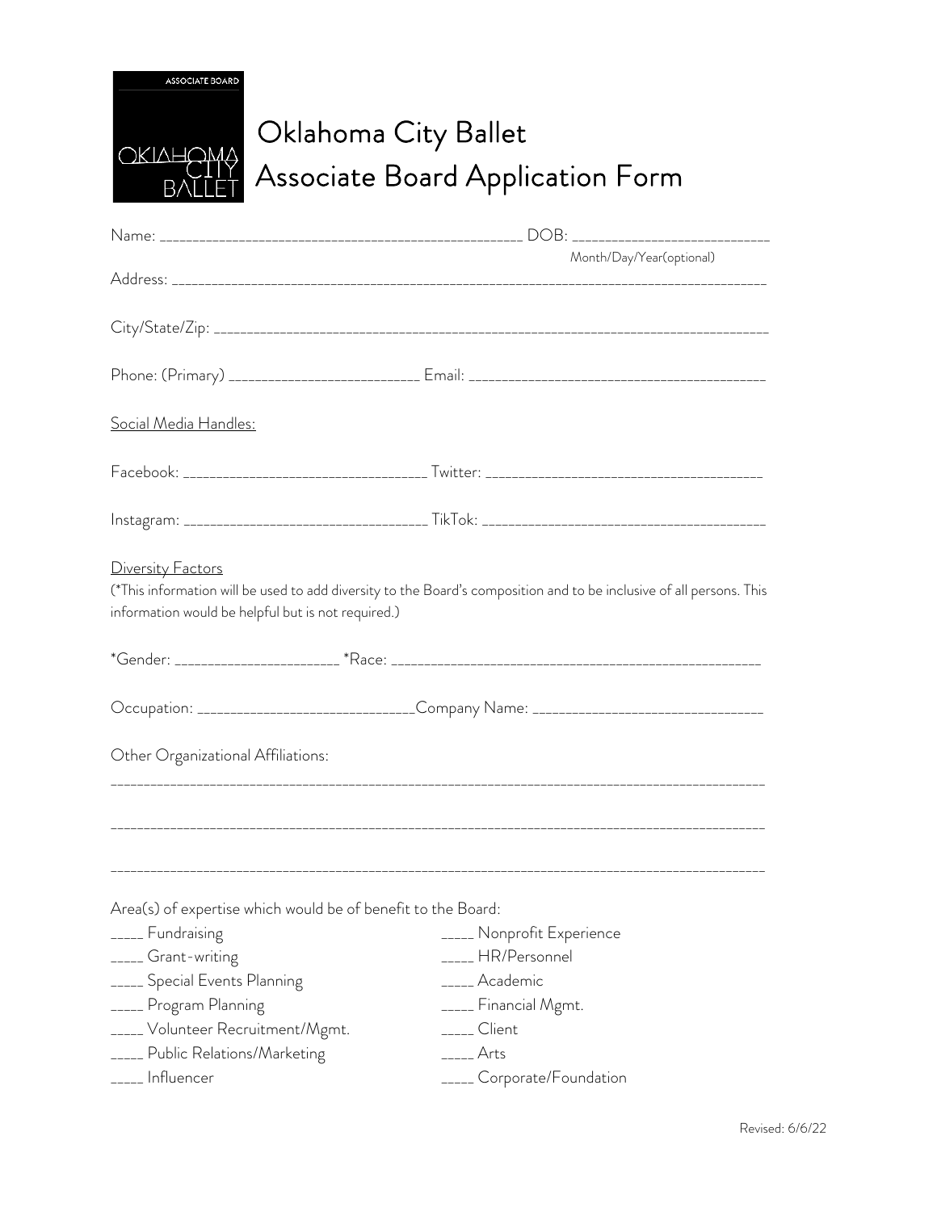ASSOCIATE BOARD
OKLAHOMA CITY BALLET

# Oklahoma City Ballet Associate Board Application Form

Name: ____________________________________________ DOB: ________________________
Month/Day/Year(optional)

Address: ______________________________________________________________________________

City/State/Zip: ___________________________________________________________________________

Phone: (Primary) _________________________ Email: ______________________________________

Social Media Handles:

Facebook: ________________________________ Twitter: ____________________________________

Instagram: ________________________________ TikTok: ____________________________________

Diversity Factors
(*This information will be used to add diversity to the Board's composition and to be inclusive of all persons. This information would be helpful but is not required.)

*Gender: _____________________ *Race: _______________________________________________

Occupation: ____________________________Company Name: ______________________________

Other Organizational Affiliations:

_______________________________________________________________________________________

_______________________________________________________________________________________

_______________________________________________________________________________________

Area(s) of expertise which would be of benefit to the Board:

_____ Fundraising
_____ Grant-writing
_____ Special Events Planning
_____ Program Planning
_____ Volunteer Recruitment/Mgmt.
_____ Public Relations/Marketing
_____ Influencer
_____ Nonprofit Experience
_____ HR/Personnel
_____ Academic
_____ Financial Mgmt.
_____ Client
_____ Arts
_____ Corporate/Foundation

Revised: 6/6/22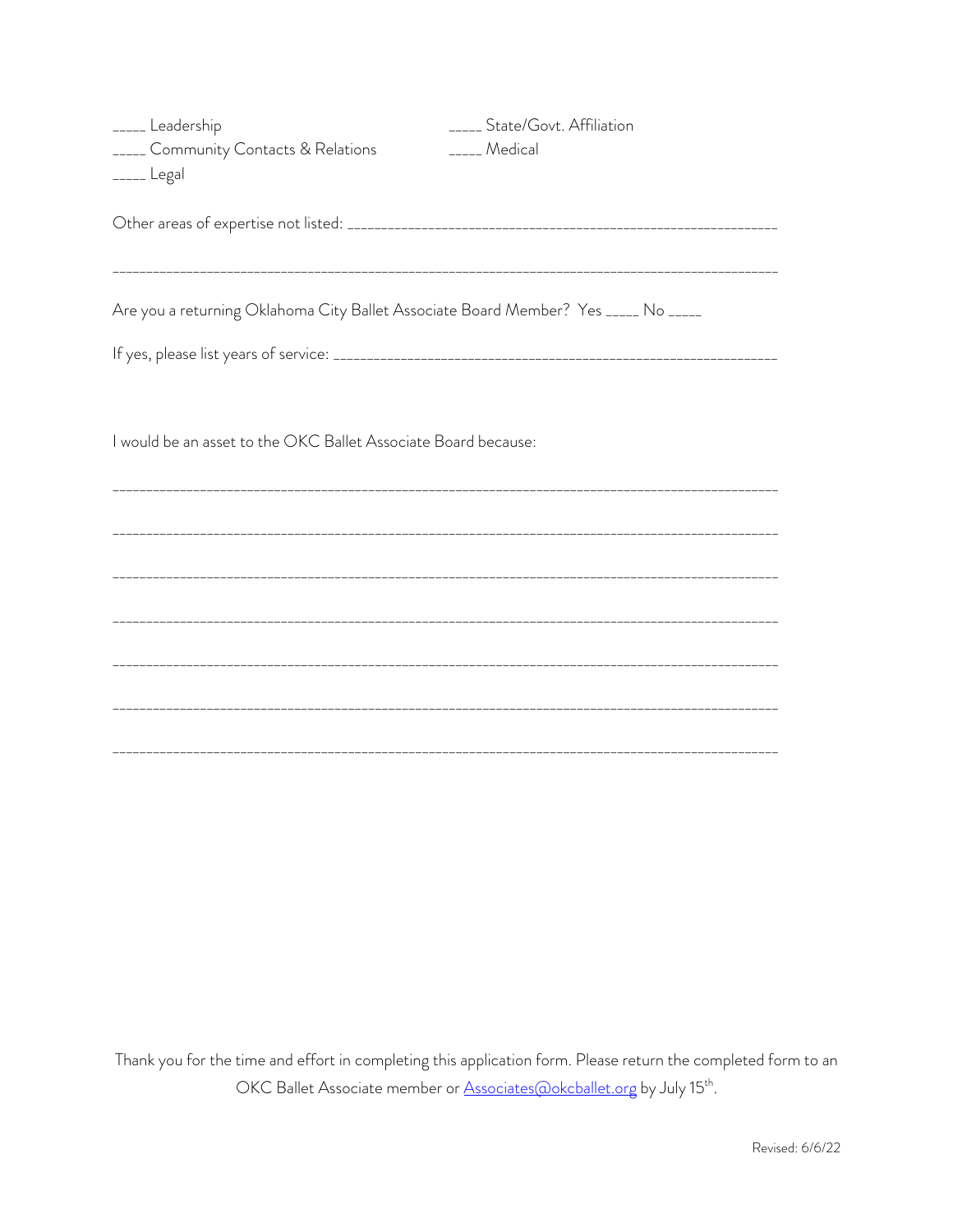_____ Leadership

_____ Community Contacts & Relations

_____ Legal

_____ State/Govt. Affiliation

_____ Medical

Other areas of expertise not listed: _______________________________________________________________

_______________________________________________________________________________________________

Are you a returning Oklahoma City Ballet Associate Board Member? Yes _____ No _____

If yes, please list years of service: _______________________________________________________________

I would be an asset to the OKC Ballet Associate Board because:

_______________________________________________________________________________________________

_______________________________________________________________________________________________

_______________________________________________________________________________________________

_______________________________________________________________________________________________

_______________________________________________________________________________________________

_______________________________________________________________________________________________

_______________________________________________________________________________________________

Thank you for the time and effort in completing this application form. Please return the completed form to an OKC Ballet Associate member or Associates@okcballet.org by July 15th.

Revised: 6/6/22